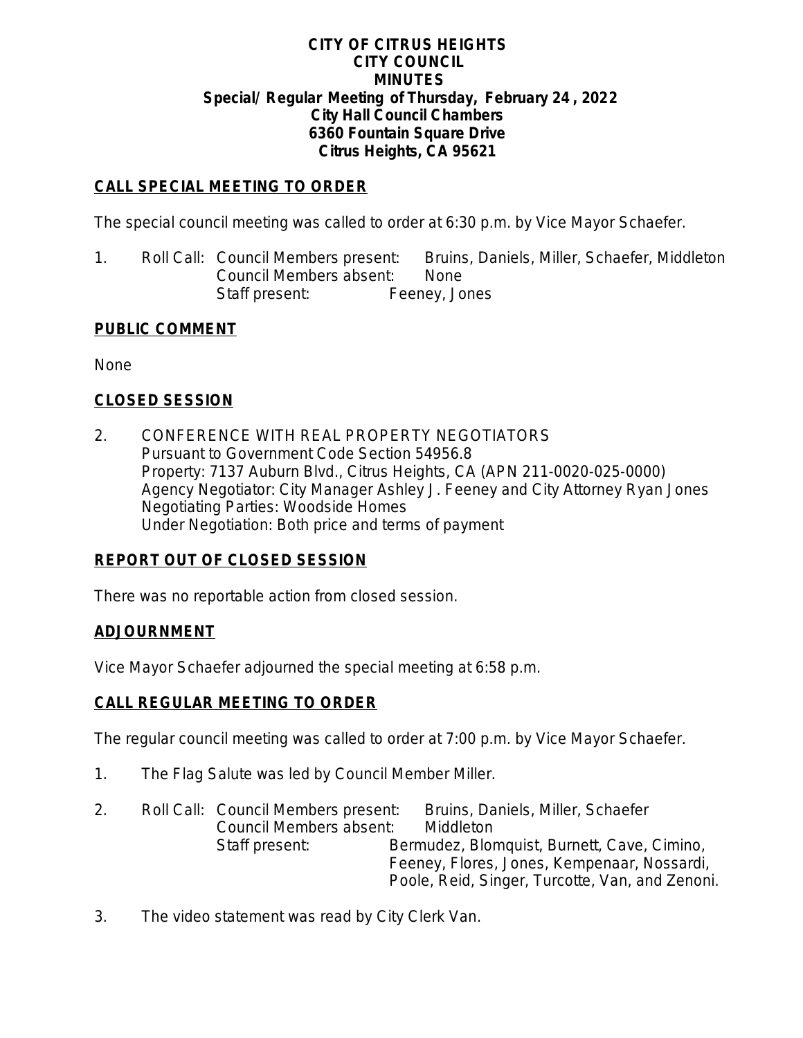**CITY OF CITRUS HEIGHTS**
**CITY COUNCIL**
**MINUTES**
**Special/ Regular Meeting of Thursday, February 24 , 2022**
**City Hall Council Chambers**
**6360 Fountain Square Drive**
**Citrus Heights, CA 95621**

## CALL SPECIAL MEETING TO ORDER

The special council meeting was called to order at 6:30 p.m. by Vice Mayor Schaefer.

1. Roll Call: Council Members present: Bruins, Daniels, Miller, Schaefer, Middleton
   Council Members absent: None
   Staff present: Feeney, Jones

## PUBLIC COMMENT

None

## CLOSED SESSION

2. CONFERENCE WITH REAL PROPERTY NEGOTIATORS
   Pursuant to Government Code Section 54956.8
   Property: 7137 Auburn Blvd., Citrus Heights, CA (APN 211-0020-025-0000)
   Agency Negotiator: City Manager Ashley J. Feeney and City Attorney Ryan Jones
   Negotiating Parties: Woodside Homes
   Under Negotiation: Both price and terms of payment

## REPORT OUT OF CLOSED SESSION

There was no reportable action from closed session.

## ADJOURNMENT

Vice Mayor Schaefer adjourned the special meeting at 6:58 p.m.

## CALL REGULAR MEETING TO ORDER

The regular council meeting was called to order at 7:00 p.m. by Vice Mayor Schaefer.

1. The Flag Salute was led by Council Member Miller.

2. Roll Call: Council Members present: Bruins, Daniels, Miller, Schaefer
   Council Members absent: Middleton
   Staff present: Bermudez, Blomquist, Burnett, Cave, Cimino, Feeney, Flores, Jones, Kempenaar, Nossardi, Poole, Reid, Singer, Turcotte, Van, and Zenoni.

3. The video statement was read by City Clerk Van.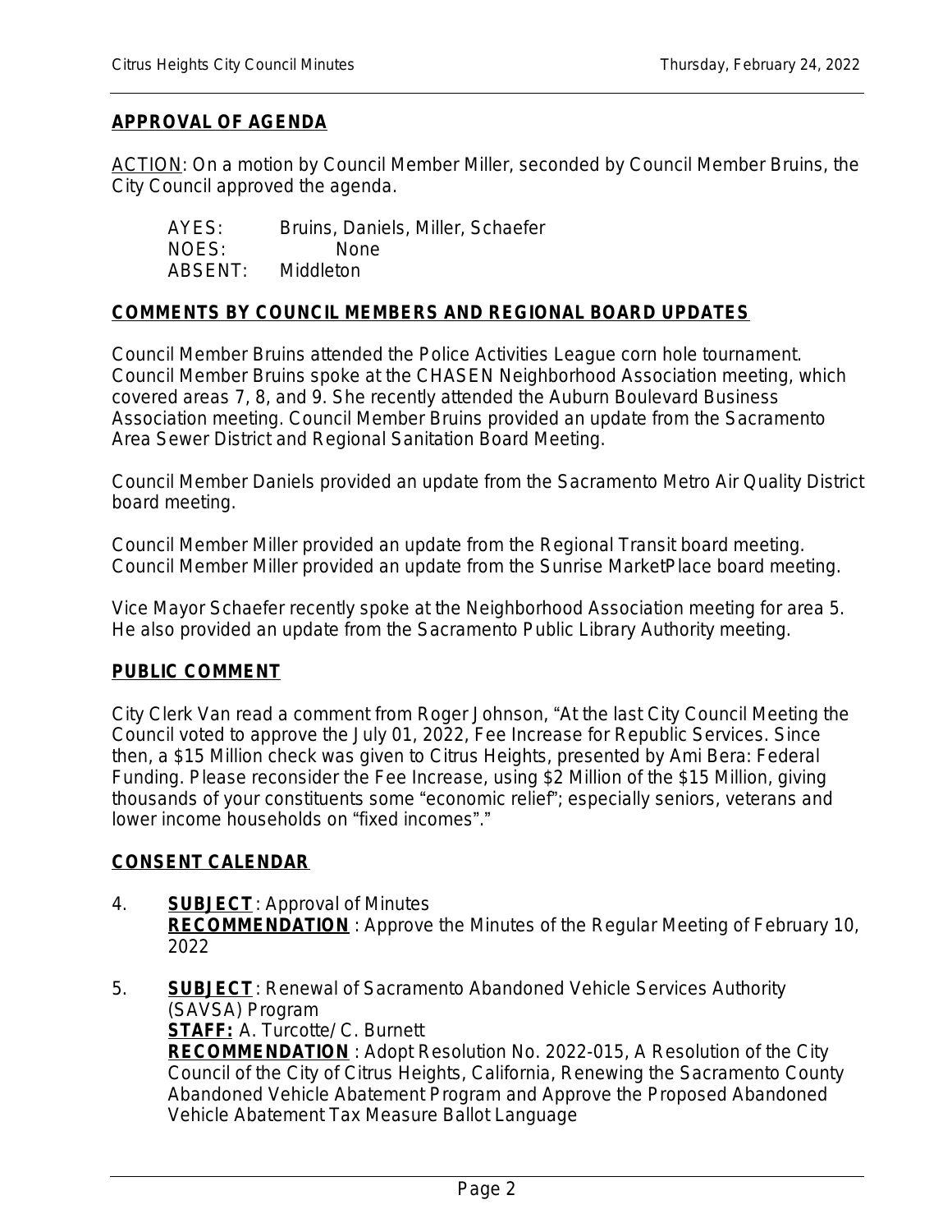## APPROVAL OF AGENDA

ACTION: On a motion by Council Member Miller, seconded by Council Member Bruins, the City Council approved the agenda.

AYES: Bruins, Daniels, Miller, Schaefer
NOES: None
ABSENT: Middleton

## COMMENTS BY COUNCIL MEMBERS AND REGIONAL BOARD UPDATES

Council Member Bruins attended the Police Activities League corn hole tournament. Council Member Bruins spoke at the CHASEN Neighborhood Association meeting, which covered areas 7, 8, and 9. She recently attended the Auburn Boulevard Business Association meeting. Council Member Bruins provided an update from the Sacramento Area Sewer District and Regional Sanitation Board Meeting.

Council Member Daniels provided an update from the Sacramento Metro Air Quality District board meeting.

Council Member Miller provided an update from the Regional Transit board meeting. Council Member Miller provided an update from the Sunrise MarketPlace board meeting.

Vice Mayor Schaefer recently spoke at the Neighborhood Association meeting for area 5. He also provided an update from the Sacramento Public Library Authority meeting.

## PUBLIC COMMENT

City Clerk Van read a comment from Roger Johnson, "At the last City Council Meeting the Council voted to approve the July 01, 2022, Fee Increase for Republic Services. Since then, a $15 Million check was given to Citrus Heights, presented by Ami Bera: Federal Funding. Please reconsider the Fee Increase, using $2 Million of the $15 Million, giving thousands of your constituents some "economic relief"; especially seniors, veterans and lower income households on "fixed incomes"."

## CONSENT CALENDAR

4. **SUBJECT**: Approval of Minutes
   **RECOMMENDATION**: Approve the Minutes of the Regular Meeting of February 10, 2022

5. **SUBJECT**: Renewal of Sacramento Abandoned Vehicle Services Authority (SAVSA) Program
   **STAFF:** A. Turcotte/ C. Burnett
   **RECOMMENDATION**: Adopt Resolution No. 2022-015, A Resolution of the City Council of the City of Citrus Heights, California, Renewing the Sacramento County Abandoned Vehicle Abatement Program and Approve the Proposed Abandoned Vehicle Abatement Tax Measure Ballot Language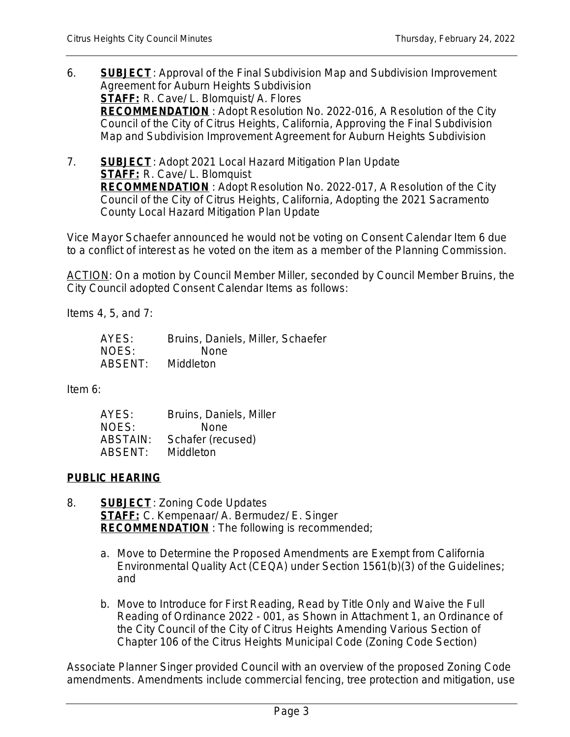6. **SUBJECT**: Approval of the Final Subdivision Map and Subdivision Improvement Agreement for Auburn Heights Subdivision
   **STAFF:** R. Cave/ L. Blomquist/ A. Flores
   **RECOMMENDATION** : Adopt Resolution No. 2022-016, A Resolution of the City Council of the City of Citrus Heights, California, Approving the Final Subdivision Map and Subdivision Improvement Agreement for Auburn Heights Subdivision

7. **SUBJECT**: Adopt 2021 Local Hazard Mitigation Plan Update
   **STAFF:** R. Cave/ L. Blomquist
   **RECOMMENDATION** : Adopt Resolution No. 2022-017, A Resolution of the City Council of the City of Citrus Heights, California, Adopting the 2021 Sacramento County Local Hazard Mitigation Plan Update

Vice Mayor Schaefer announced he would not be voting on Consent Calendar Item 6 due to a conflict of interest as he voted on the item as a member of the Planning Commission.

ACTION: On a motion by Council Member Miller, seconded by Council Member Bruins, the City Council adopted Consent Calendar Items as follows:

Items 4, 5, and 7:

AYES: Bruins, Daniels, Miller, Schaefer
NOES: None
ABSENT: Middleton

Item 6:

AYES: Bruins, Daniels, Miller
NOES: None
ABSTAIN: Schafer (recused)
ABSENT: Middleton

## PUBLIC HEARING

8. **SUBJECT**: Zoning Code Updates
   **STAFF:** C. Kempenaar/ A. Bermudez/ E. Singer
   **RECOMMENDATION** : The following is recommended;

   a. Move to Determine the Proposed Amendments are Exempt from California Environmental Quality Act (CEQA) under Section 1561(b)(3) of the Guidelines; and

   b. Move to Introduce for First Reading, Read by Title Only and Waive the Full Reading of Ordinance 2022 - 001, as Shown in Attachment 1, an Ordinance of the City Council of the City of Citrus Heights Amending Various Section of Chapter 106 of the Citrus Heights Municipal Code (Zoning Code Section)

Associate Planner Singer provided Council with an overview of the proposed Zoning Code amendments. Amendments include commercial fencing, tree protection and mitigation, use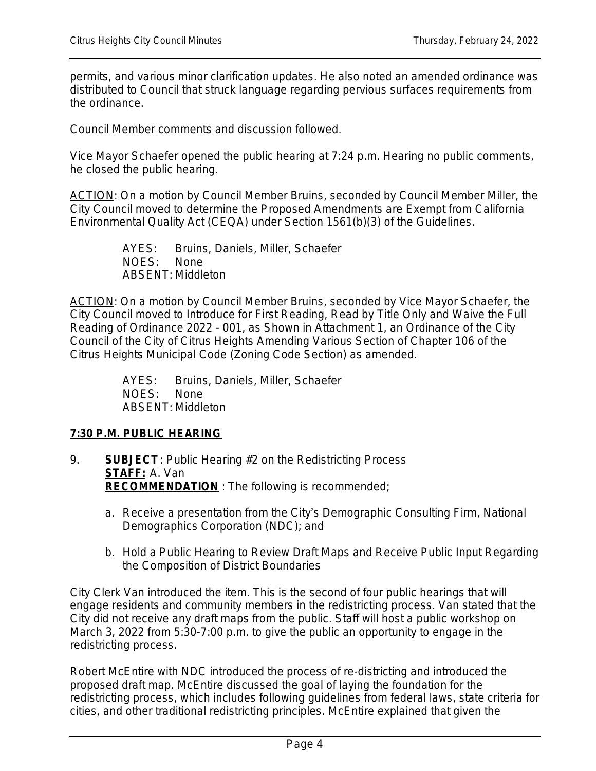permits, and various minor clarification updates. He also noted an amended ordinance was distributed to Council that struck language regarding pervious surfaces requirements from the ordinance.

Council Member comments and discussion followed.

Vice Mayor Schaefer opened the public hearing at 7:24 p.m. Hearing no public comments, he closed the public hearing.

<u>ACTION</u>: On a motion by Council Member Bruins, seconded by Council Member Miller, the City Council moved to determine the Proposed Amendments are Exempt from California Environmental Quality Act (CEQA) under Section 1561(b)(3) of the Guidelines.

> AYES: Bruins, Daniels, Miller, Schaefer
> NOES: None
> ABSENT: Middleton

<u>ACTION</u>: On a motion by Council Member Bruins, seconded by Vice Mayor Schaefer, the City Council moved to Introduce for First Reading, Read by Title Only and Waive the Full Reading of Ordinance 2022 - 001, as Shown in Attachment 1, an Ordinance of the City Council of the City of Citrus Heights Amending Various Section of Chapter 106 of the Citrus Heights Municipal Code (Zoning Code Section) as amended.

> AYES: Bruins, Daniels, Miller, Schaefer
> NOES: None
> ABSENT: Middleton

## 7:30 P.M. PUBLIC HEARING

9. **SUBJECT**: Public Hearing #2 on the Redistricting Process
   **STAFF:** A. Van
   **RECOMMENDATION** : The following is recommended;

   a. Receive a presentation from the City's Demographic Consulting Firm, National Demographics Corporation (NDC); and

   b. Hold a Public Hearing to Review Draft Maps and Receive Public Input Regarding the Composition of District Boundaries

City Clerk Van introduced the item. This is the second of four public hearings that will engage residents and community members in the redistricting process. Van stated that the City did not receive any draft maps from the public. Staff will host a public workshop on March 3, 2022 from 5:30-7:00 p.m. to give the public an opportunity to engage in the redistricting process.

Robert McEntire with NDC introduced the process of re-districting and introduced the proposed draft map. McEntire discussed the goal of laying the foundation for the redistricting process, which includes following guidelines from federal laws, state criteria for cities, and other traditional redistricting principles. McEntire explained that given the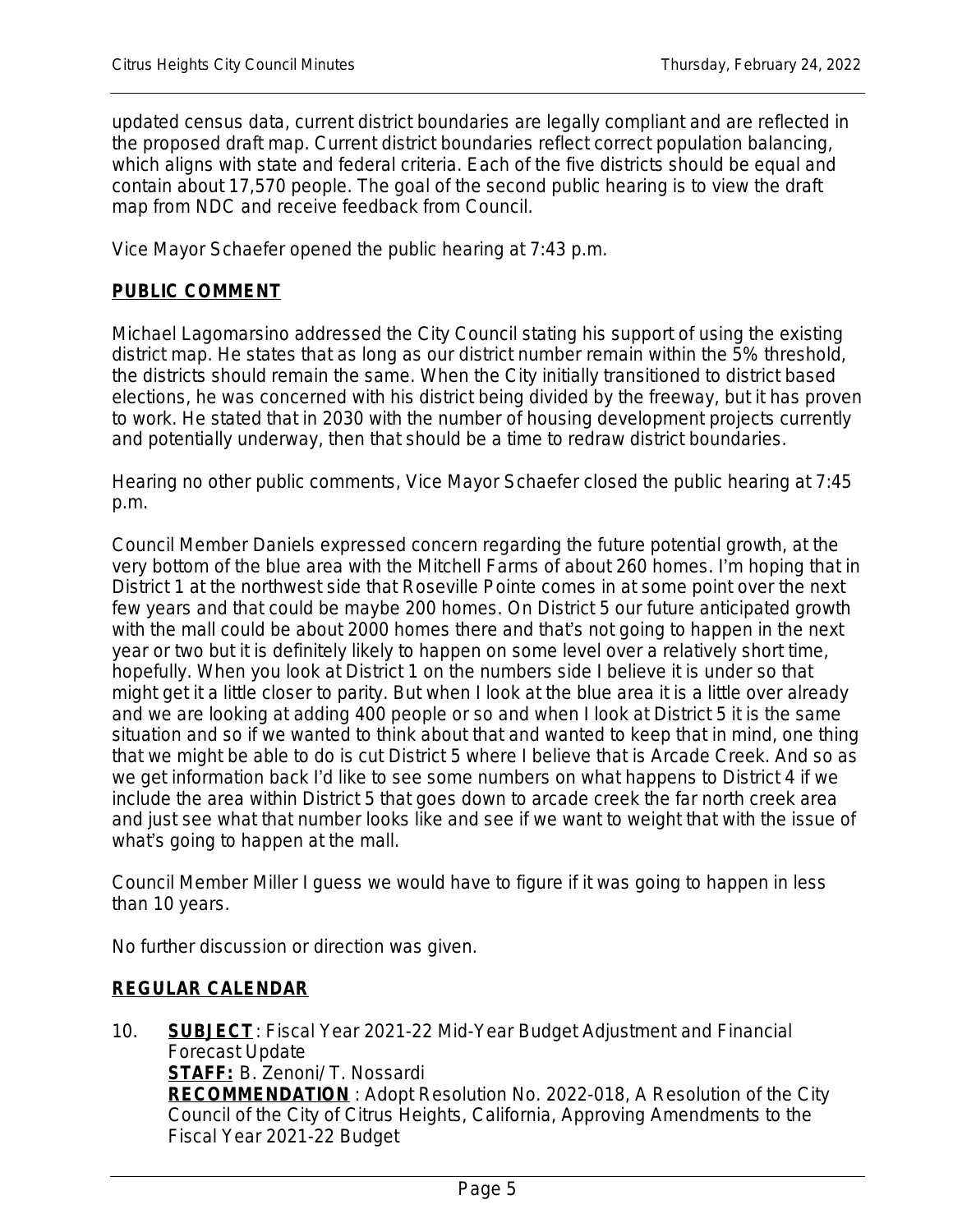updated census data, current district boundaries are legally compliant and are reflected in the proposed draft map. Current district boundaries reflect correct population balancing, which aligns with state and federal criteria. Each of the five districts should be equal and contain about 17,570 people. The goal of the second public hearing is to view the draft map from NDC and receive feedback from Council.

Vice Mayor Schaefer opened the public hearing at 7:43 p.m.

**PUBLIC COMMENT**

Michael Lagomarsino addressed the City Council stating his support of using the existing district map. He states that as long as our district number remain within the 5% threshold, the districts should remain the same. When the City initially transitioned to district based elections, he was concerned with his district being divided by the freeway, but it has proven to work. He stated that in 2030 with the number of housing development projects currently and potentially underway, then that should be a time to redraw district boundaries.

Hearing no other public comments, Vice Mayor Schaefer closed the public hearing at 7:45 p.m.

Council Member Daniels expressed concern regarding the future potential growth, at the very bottom of the blue area with the Mitchell Farms of about 260 homes. I'm hoping that in District 1 at the northwest side that Roseville Pointe comes in at some point over the next few years and that could be maybe 200 homes. On District 5 our future anticipated growth with the mall could be about 2000 homes there and that's not going to happen in the next year or two but it is definitely likely to happen on some level over a relatively short time, hopefully. When you look at District 1 on the numbers side I believe it is under so that might get it a little closer to parity. But when I look at the blue area it is a little over already and we are looking at adding 400 people or so and when I look at District 5 it is the same situation and so if we wanted to think about that and wanted to keep that in mind, one thing that we might be able to do is cut District 5 where I believe that is Arcade Creek. And so as we get information back I'd like to see some numbers on what happens to District 4 if we include the area within District 5 that goes down to arcade creek the far north creek area and just see what that number looks like and see if we want to weight that with the issue of what's going to happen at the mall.

Council Member Miller I guess we would have to figure if it was going to happen in less than 10 years.

No further discussion or direction was given.

**REGULAR CALENDAR**

10. **SUBJECT**: Fiscal Year 2021-22 Mid-Year Budget Adjustment and Financial Forecast Update
    **STAFF:** B. Zenoni/ T. Nossardi
    **RECOMMENDATION** : Adopt Resolution No. 2022-018, A Resolution of the City Council of the City of Citrus Heights, California, Approving Amendments to the Fiscal Year 2021-22 Budget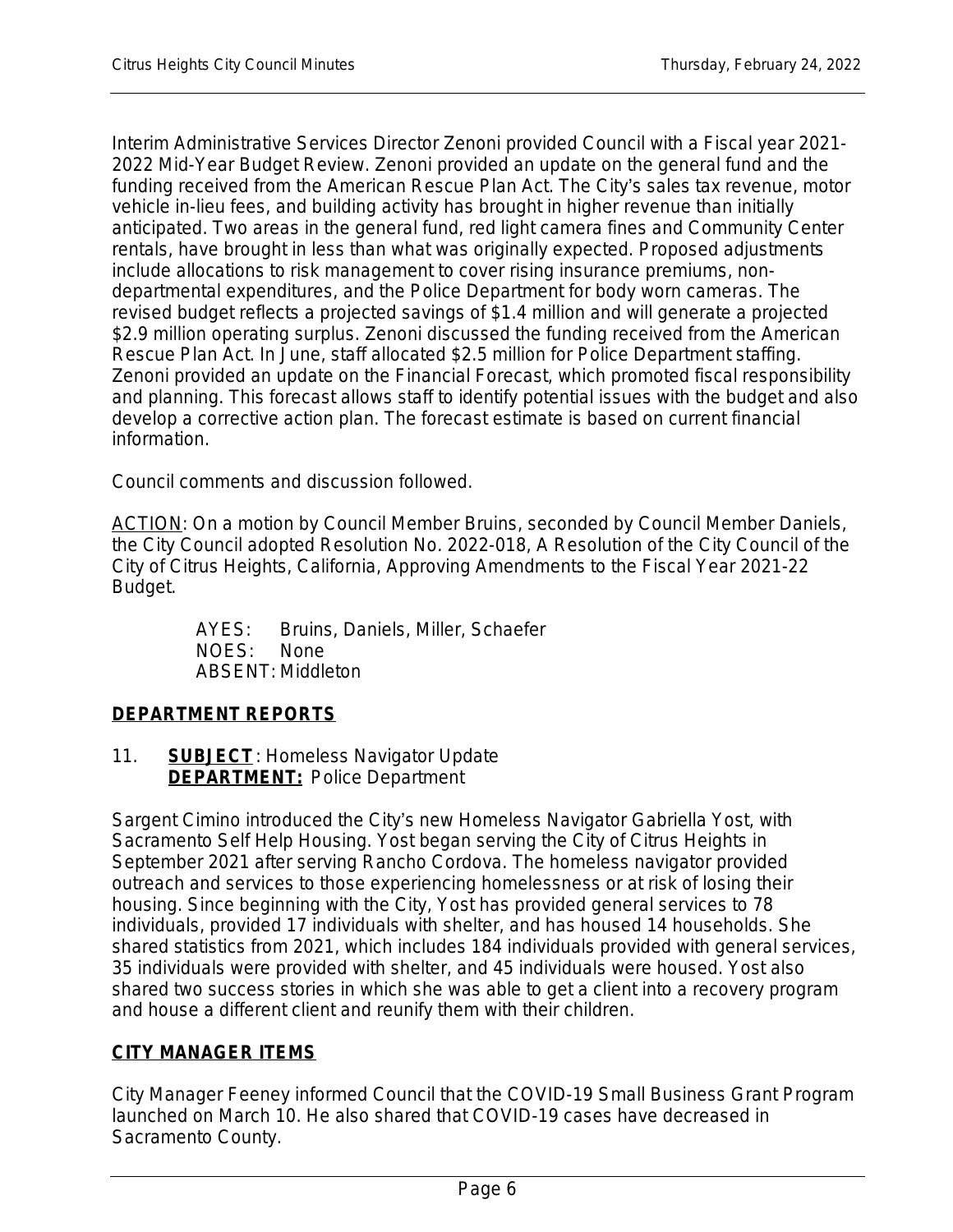Interim Administrative Services Director Zenoni provided Council with a Fiscal year 2021-2022 Mid-Year Budget Review. Zenoni provided an update on the general fund and the funding received from the American Rescue Plan Act. The City's sales tax revenue, motor vehicle in-lieu fees, and building activity has brought in higher revenue than initially anticipated. Two areas in the general fund, red light camera fines and Community Center rentals, have brought in less than what was originally expected. Proposed adjustments include allocations to risk management to cover rising insurance premiums, non-departmental expenditures, and the Police Department for body worn cameras. The revised budget reflects a projected savings of $1.4 million and will generate a projected $2.9 million operating surplus. Zenoni discussed the funding received from the American Rescue Plan Act. In June, staff allocated $2.5 million for Police Department staffing. Zenoni provided an update on the Financial Forecast, which promoted fiscal responsibility and planning. This forecast allows staff to identify potential issues with the budget and also develop a corrective action plan. The forecast estimate is based on current financial information.

Council comments and discussion followed.

<u>ACTION</u>: On a motion by Council Member Bruins, seconded by Council Member Daniels, the City Council adopted Resolution No. 2022-018, A Resolution of the City Council of the City of Citrus Heights, California, Approving Amendments to the Fiscal Year 2021-22 Budget.

AYES: Bruins, Daniels, Miller, Schaefer
NOES: None
ABSENT: Middleton

## DEPARTMENT REPORTS

11. **SUBJECT**: Homeless Navigator Update
**DEPARTMENT:** Police Department

Sargent Cimino introduced the City's new Homeless Navigator Gabriella Yost, with Sacramento Self Help Housing. Yost began serving the City of Citrus Heights in September 2021 after serving Rancho Cordova. The homeless navigator provided outreach and services to those experiencing homelessness or at risk of losing their housing. Since beginning with the City, Yost has provided general services to 78 individuals, provided 17 individuals with shelter, and has housed 14 households. She shared statistics from 2021, which includes 184 individuals provided with general services, 35 individuals were provided with shelter, and 45 individuals were housed. Yost also shared two success stories in which she was able to get a client into a recovery program and house a different client and reunify them with their children.

## CITY MANAGER ITEMS

City Manager Feeney informed Council that the COVID-19 Small Business Grant Program launched on March 10. He also shared that COVID-19 cases have decreased in Sacramento County.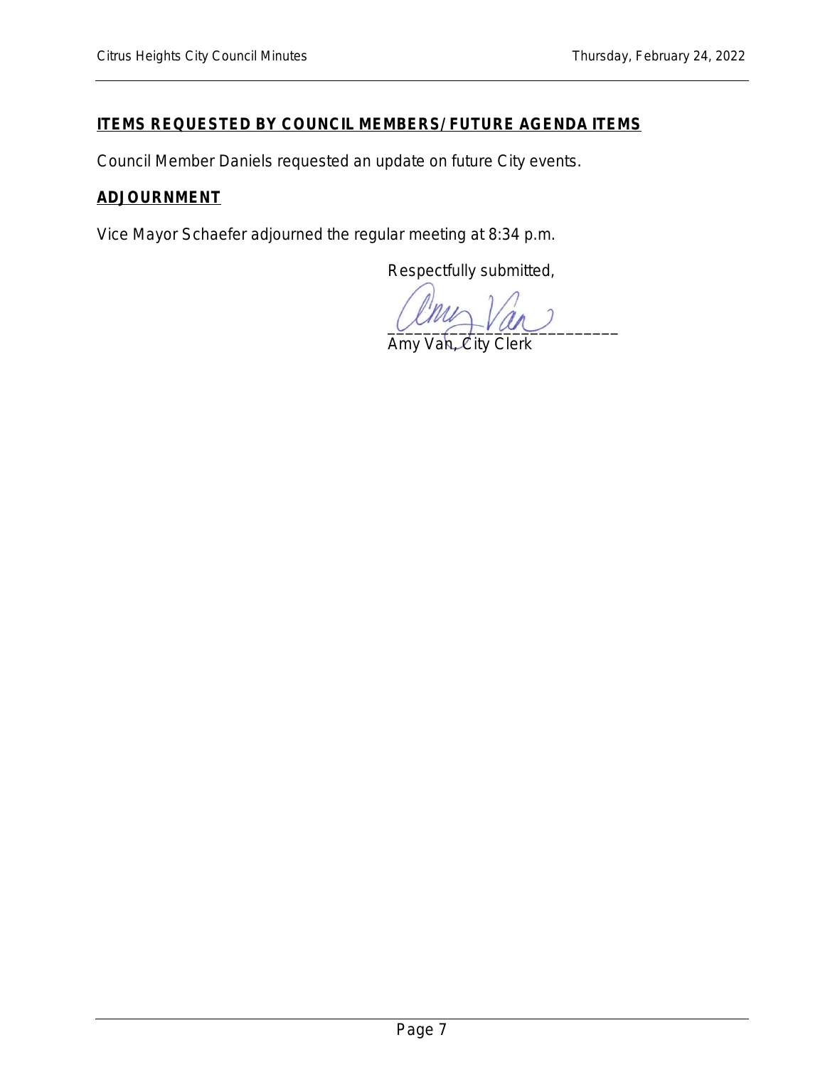**ITEMS REQUESTED BY COUNCIL MEMBERS/FUTURE AGENDA ITEMS**

Council Member Daniels requested an update on future City events.

**ADJOURNMENT**

Vice Mayor Schaefer adjourned the regular meeting at 8:34 p.m.

Respectfully submitted,

___________________________

Amy Van, City Clerk